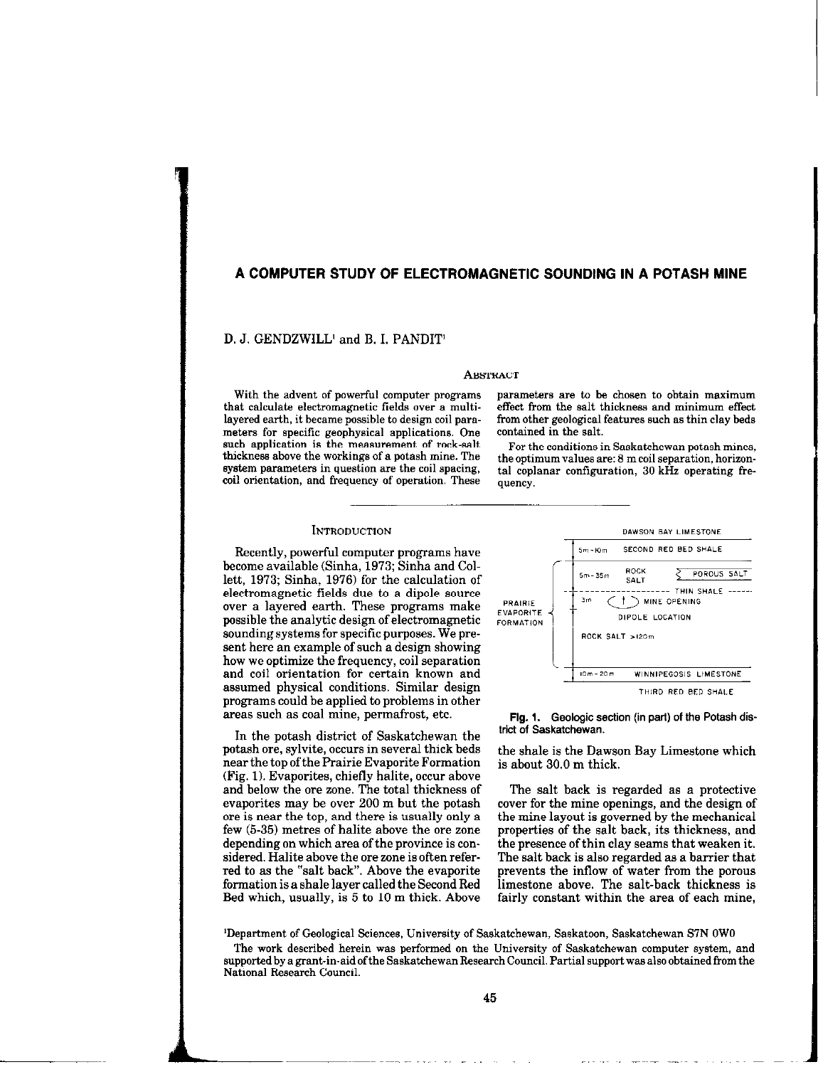# A COMPUTER STUDY OF ELECTROMAGNETIC SOUNDING IN A POTASH MINE

D. J. GENDZWILL[1] and B. I. PANDIT[1]

## Abstract

With the advent of powerful computer programs that calculate electromagnetic fields over a multi-layered earth, it became possible to design coil parameters for specific geophysical applications. One such application is the measurement of rock-salt thickness above the workings of a potash mine. The system parameters in question are the coil spacing, coil orientation, and frequency of operation. These parameters are to be chosen to obtain maximum effect from the salt thickness and minimum effect from other geological features such as thin clay beds contained in the salt.

For the conditions in Saskatchewan potash mines, the optimum values are: 8 m coil separation, horizontal coplanar configuration, 30 kHz operating frequency.

## Introduction

Recently, powerful computer programs have become available (Sinha, 1973; Sinha and Collett, 1973; Sinha, 1976) for the calculation of electromagnetic fields due to a dipole source over a layered earth. These programs make possible the analytic design of electromagnetic sounding systems for specific purposes. We present here an example of such a design showing how we optimize the frequency, coil separation and coil orientation for certain known and assumed physical conditions. Similar design programs could be applied to problems in other areas such as coal mine, permafrost, etc.

In the potash district of Saskatchewan the potash ore, sylvite, occurs in several thick beds near the top of the Prairie Evaporite Formation (Fig. 1). Evaporites, chiefly halite, occur above and below the ore zone. The total thickness of evaporites may be over 200 m but the potash ore is near the top, and there is usually only a few (5-35) metres of halite above the ore zone depending on which area of the province is considered. Halite above the ore zone is often referred to as the "salt back". Above the evaporite formation is a shale layer called the Second Red Bed which, usually, is 5 to 10 m thick. Above the shale is the Dawson Bay Limestone which is about 30.0 m thick.

**Fig. 1.** Geologic section (in part) of the Potash district of Saskatchewan.

The salt back is regarded as a protective cover for the mine openings, and the design of the mine layout is governed by the mechanical properties of the salt back, its thickness, and the presence of thin clay seams that weaken it. The salt back is also regarded as a barrier that prevents the inflow of water from the porous limestone above. The salt-back thickness is fairly constant within the area of each mine,

[1]Department of Geological Sciences, University of Saskatchewan, Saskatoon, Saskatchewan S7N 0W0

The work described herein was performed on the University of Saskatchewan computer system, and supported by a grant-in-aid of the Saskatchewan Research Council. Partial support was also obtained from the National Research Council.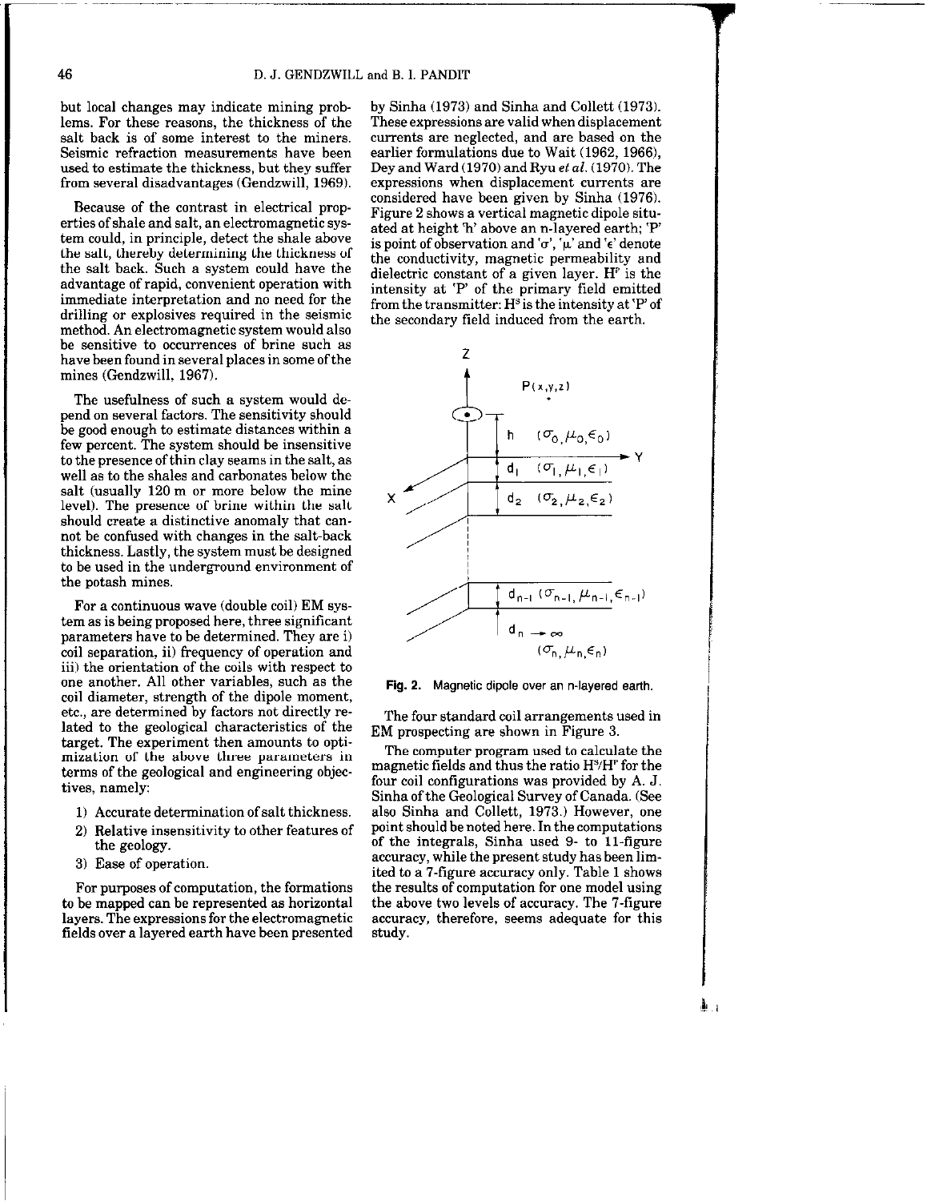but local changes may indicate mining problems. For these reasons, the thickness of the salt back is of some interest to the miners. Seismic refraction measurements have been used to estimate the thickness, but they suffer from several disadvantages (Gendzwill, 1969).

Because of the contrast in electrical properties of shale and salt, an electromagnetic system could, in principle, detect the shale above the salt, thereby determining the thickness of the salt back. Such a system could have the advantage of rapid, convenient operation with immediate interpretation and no need for the drilling or explosives required in the seismic method. An electromagnetic system would also be sensitive to occurrences of brine such as have been found in several places in some of the mines (Gendzwill, 1967).

The usefulness of such a system would depend on several factors. The sensitivity should be good enough to estimate distances within a few percent. The system should be insensitive to the presence of thin clay seams in the salt, as well as to the shales and carbonates below the salt (usually 120 m or more below the mine level). The presence of brine within the salt should create a distinctive anomaly that cannot be confused with changes in the salt-back thickness. Lastly, the system must be designed to be used in the underground environment of the potash mines.

For a continuous wave (double coil) EM system as is being proposed here, three significant parameters have to be determined. They are i) coil separation, ii) frequency of operation and iii) the orientation of the coils with respect to one another. All other variables, such as the coil diameter, strength of the dipole moment, etc., are determined by factors not directly related to the geological characteristics of the target. The experiment then amounts to optimization of the above three parameters in terms of the geological and engineering objectives, namely:

1) Accurate determination of salt thickness.
2) Relative insensitivity to other features of the geology.
3) Ease of operation.

For purposes of computation, the formations to be mapped can be represented as horizontal layers. The expressions for the electromagnetic fields over a layered earth have been presented by Sinha (1973) and Sinha and Collett (1973). These expressions are valid when displacement currents are neglected, and are based on the earlier formulations due to Wait (1962, 1966), Dey and Ward (1970) and Ryu *et al.* (1970). The expressions when displacement currents are considered have been given by Sinha (1976). Figure 2 shows a vertical magnetic dipole situated at height 'h' above an n-layered earth; 'P' is point of observation and '$\sigma$', '$\mu$' and '$\epsilon$' denote the conductivity, magnetic permeability and dielectric constant of a given layer. $H^p$ is the intensity at 'P' of the primary field emitted from the transmitter: $H^s$ is the intensity at 'P' of the secondary field induced from the earth.

**Fig. 2.** Magnetic dipole over an n-layered earth.

The four standard coil arrangements used in EM prospecting are shown in Figure 3.

The computer program used to calculate the magnetic fields and thus the ratio $H^s/H^p$ for the four coil configurations was provided by A. J. Sinha of the Geological Survey of Canada. (See also Sinha and Collett, 1973.) However, one point should be noted here. In the computations of the integrals, Sinha used 9- to 11-figure accuracy, while the present study has been limited to a 7-figure accuracy only. Table 1 shows the results of computation for one model using the above two levels of accuracy. The 7-figure accuracy, therefore, seems adequate for this study.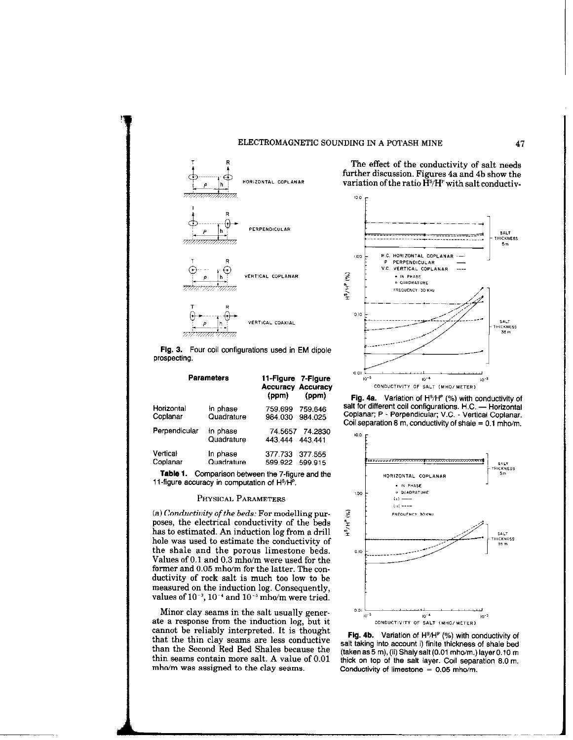Fig. 3. Four coil configurations used in EM dipole prospecting.

| Parameters | | 11-Figure Accuracy (ppm) | 7-Figure Accuracy (ppm) |
|---|---|---|---|
| Horizontal Coplanar | In phase | 759.699 | 759.646 |
| | Quadrature | 984.030 | 984.025 |
| Perpendicular | In phase | 74.5657 | 74.2830 |
| | Quadrature | 443.444 | 443.441 |
| Vertical Coplanar | In phase | 377.733 | 377.555 |
| | Quadrature | 599.922 | 599.915 |

**Table 1.** Comparison between the 7-figure and the 11-figure accuracy in computation of $H^S/H^P$.

## Physical Parameters

(a) *Conductivity of the beds:* For modelling purposes, the electrical conductivity of the beds has to estimated. An induction log from a drill hole was used to estimate the conductivity of the shale and the porous limestone beds. Values of 0.1 and 0.3 mho/m were used for the former and 0.05 mho/m for the latter. The conductivity of rock salt is much too low to be measured on the induction log. Consequently, values of $10^{-3}$, $10^{-4}$ and $10^{-5}$ mho/m were tried.

Minor clay seams in the salt usually generate a response from the induction log, but it cannot be reliably interpreted. It is thought that the thin clay seams are less conductive than the Second Red Bed Shales because the thin seams contain more salt. A value of 0.01 mho/m was assigned to the clay seams.

The effect of the conductivity of salt needs further discussion. Figures 4a and 4b show the variation of the ratio $H^S/H^P$ with salt conductiv-

**Fig. 4a.** Variation of $H^S/H^P$ (%) with conductivity of salt for different coil configurations. H.C. — Horizontal Coplanar; P - Perpendicular; V.C. - Vertical Coplanar. Coil separation 8 m, conductivity of shale = 0.1 mho/m.

**Fig. 4b.** Variation of $H^S/H^P$ (%) with conductivity of salt taking into account i) finite thickness of shale bed (taken as 5 m), (ii) Shaly salt (0.01 mho/m.) layer 0.10 m thick on top of the salt layer. Coil separation 8.0 m. Conductivity of limestone = 0.05 mho/m.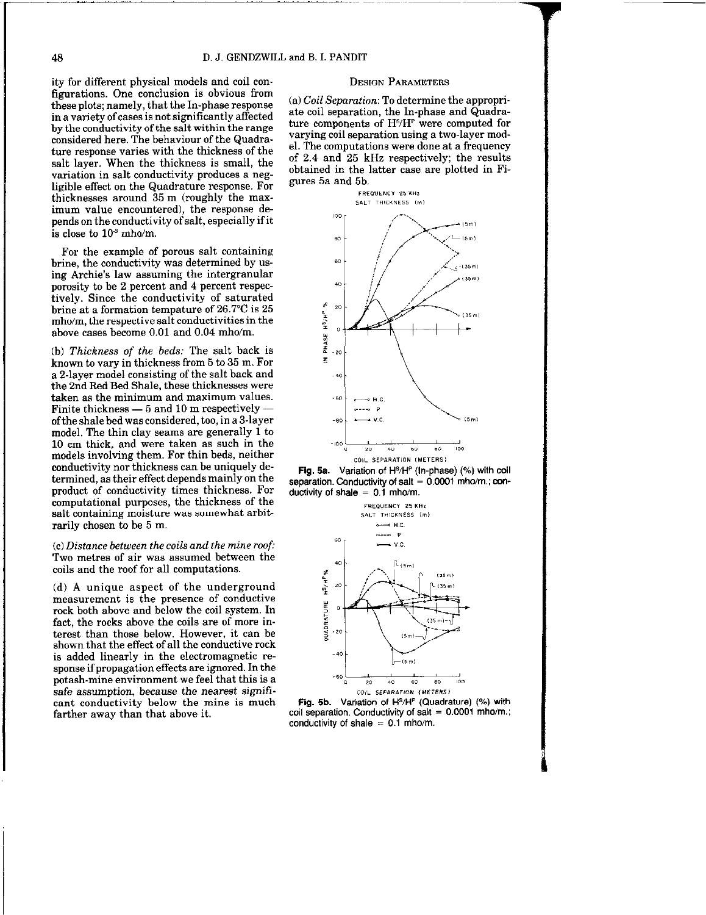ity for different physical models and coil configurations. One conclusion is obvious from these plots; namely, that the In-phase response in a variety of cases is not significantly affected by the conductivity of the salt within the range considered here. The behaviour of the Quadrature response varies with the thickness of the salt layer. When the thickness is small, the variation in salt conductivity produces a negligible effect on the Quadrature response. For thicknesses around 35 m (roughly the maximum value encountered), the response depends on the conductivity of salt, especially if it is close to $10^{-3}$ mho/m.

For the example of porous salt containing brine, the conductivity was determined by using Archie's law assuming the intergranular porosity to be 2 percent and 4 percent respectively. Since the conductivity of saturated brine at a formation tempature of 26.7°C is 25 mho/m, the respective salt conductivities in the above cases become 0.01 and 0.04 mho/m.

## Design Parameters

(a) *Coil Separation:* To determine the appropriate coil separation, the In-phase and Quadrature components of $H^S/H^P$ were computed for varying coil separation using a two-layer model. The computations were done at a frequency of 2.4 and 25 kHz respectively; the results obtained in the latter case are plotted in Figures 5a and 5b.

**Fig. 5a.** Variation of $H^S/H^P$ (In-phase) (%) with coil separation. Conductivity of salt = 0.0001 mho/m.; conductivity of shale = 0.1 mho/m.

**Fig. 5b.** Variation of $H^S/H^P$ (Quadrature) (%) with coil separation. Conductivity of salt = 0.0001 mho/m.; conductivity of shale = 0.1 mho/m.

(b) *Thickness of the beds:* The salt back is known to vary in thickness from 5 to 35 m. For a 2-layer model consisting of the salt back and the 2nd Red Bed Shale, these thicknesses were taken as the minimum and maximum values. Finite thickness — 5 and 10 m respectively — of the shale bed was considered, too, in a 3-layer model. The thin clay seams are generally 1 to 10 cm thick, and were taken as such in the models involving them. For thin beds, neither conductivity nor thickness can be uniquely determined, as their effect depends mainly on the product of conductivity times thickness. For computational purposes, the thickness of the salt containing moisture was somewhat arbitrarily chosen to be 5 m.

(c) *Distance between the coils and the mine roof:* Two metres of air was assumed between the coils and the roof for all computations.

(d) A unique aspect of the underground measurement is the presence of conductive rock both above and below the coil system. In fact, the rocks above the coils are of more interest than those below. However, it can be shown that the effect of all the conductive rock is added linearly in the electromagnetic response if propagation effects are ignored. In the potash-mine environment we feel that this is a safe assumption, because the nearest significant conductivity below the mine is much farther away than that above it.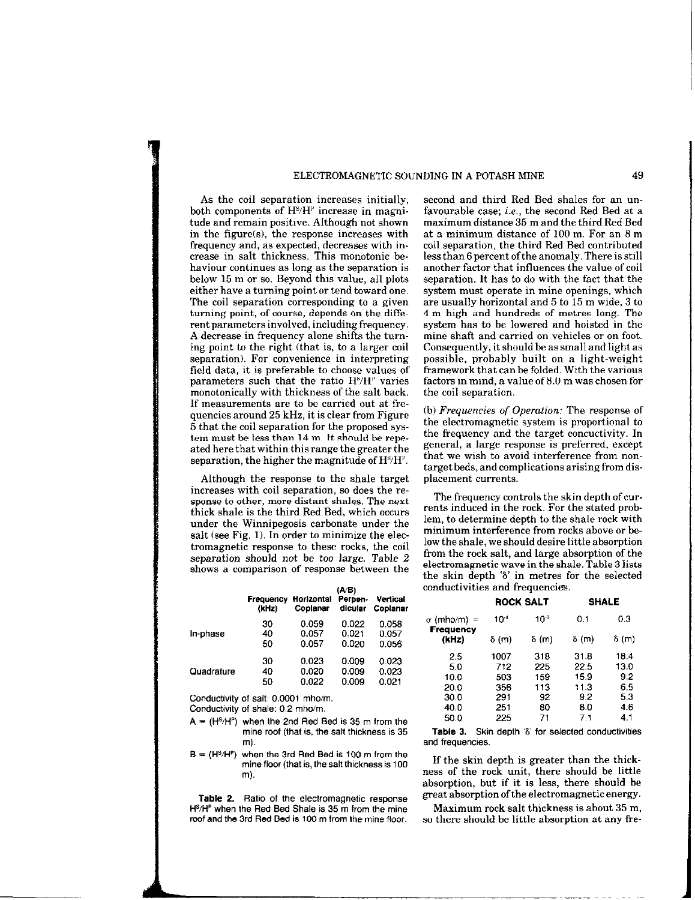As the coil separation increases initially, both components of $H^S/H^P$ increase in magnitude and remain positive. Although not shown in the figure(s), the response increases with frequency and, as expected, decreases with increase in salt thickness. This monotonic behaviour continues as long as the separation is below 15 m or so. Beyond this value, all plots either have a turning point or tend toward one. The coil separation corresponding to a given turning point, of course, depends on the different parameters involved, including frequency. A decrease in frequency alone shifts the turning point to the right (that is, to a larger coil separation). For convenience in interpreting field data, it is preferable to choose values of parameters such that the ratio $H^S/H^P$ varies monotonically with thickness of the salt back. If measurements are to be carried out at frequencies around 25 kHz, it is clear from Figure 5 that the coil separation for the proposed system must be less than 14 m. It should be repeated here that within this range the greater the separation, the higher the magnitude of $H^S/H^P$.

Although the response to the shale target increases with coil separation, so does the response to other, more distant shales. The next thick shale is the third Red Bed, which occurs under the Winnipegosis carbonate under the salt (see Fig. 1). In order to minimize the electromagnetic response to these rocks, the coil separation should not be too large. Table 2 shows a comparison of response between the second and third Red Bed shales for an unfavourable case; *i.e.*, the second Red Bed at a maximum distance 35 m and the third Red Bed at a minimum distance of 100 m. For an 8 m coil separation, the third Red Bed contributed less than 6 percent of the anomaly. There is still another factor that influences the value of coil separation. It has to do with the fact that the system must operate in mine openings, which are usually horizontal and 5 to 15 m wide, 3 to 4 m high and hundreds of metres long. The system has to be lowered and hoisted in the mine shaft and carried on vehicles or on foot. Consequently, it should be as small and light as possible, probably built on a light-weight framework that can be folded. With the various factors in mind, a value of 8.0 m was chosen for the coil separation.

| | Frequency (kHz) | Horizontal Coplanar | (A/B) Perpendicular | Vertical Coplanar |
|---|---|---|---|---|
| In-phase | 30 | 0.059 | 0.022 | 0.058 |
| | 40 | 0.057 | 0.021 | 0.057 |
| | 50 | 0.057 | 0.020 | 0.056 |
| Quadrature | 30 | 0.023 | 0.009 | 0.023 |
| | 40 | 0.020 | 0.009 | 0.023 |
| | 50 | 0.022 | 0.009 | 0.021 |

Conductivity of salt: 0.0001 mho/m.
Conductivity of shale: 0.2 mho/m.
A = ($H^S/H^P$) when the 2nd Red Bed is 35 m from the mine roof (that is, the salt thickness is 35 m).
B = ($H^S/H^P$) when the 3rd Red Bed is 100 m from the mine floor (that is, the salt thickness is 100 m).

**Table 2.** Ratio of the electromagnetic response $H^S/H^P$ when the Red Bed Shale is 35 m from the mine roof and the 3rd Red Bed is 100 m from the mine floor.

(b) *Frequencies of Operation:* The response of the electromagnetic system is proportional to the frequency and the target concuctivity. In general, a large response is preferred, except that we wish to avoid interference from non-target beds, and complications arising from displacement currents.

The frequency controls the skin depth of currents induced in the rock. For the stated problem, to determine depth to the shale rock with minimum interference from rocks above or below the shale, we should desire little absorption from the rock salt, and large absorption of the electromagnetic wave in the shale. Table 3 lists the skin depth 'δ' in metres for the selected conductivities and frequencies.

| | ROCK SALT | | SHALE | |
|---|---|---|---|---|
| $\sigma$ (mho/m) = | $10^{-4}$ | $10^{-3}$ | 0.1 | 0.3 |
| Frequency (kHz) | δ (m) | δ (m) | δ (m) | δ (m) |
| 2.5 | 1007 | 318 | 31.8 | 18.4 |
| 5.0 | 712 | 225 | 22.5 | 13.0 |
| 10.0 | 503 | 159 | 15.9 | 9.2 |
| 20.0 | 356 | 113 | 11.3 | 6.5 |
| 30.0 | 291 | 92 | 9.2 | 5.3 |
| 40.0 | 251 | 80 | 8.0 | 4.6 |
| 50.0 | 225 | 71 | 7.1 | 4.1 |

**Table 3.** Skin depth 'δ' for selected conductivities and frequencies.

If the skin depth is greater than the thickness of the rock unit, there should be little absorption, but if it is less, there should be great absorption of the electromagnetic energy.

Maximum rock salt thickness is about 35 m, so there should be little absorption at any fre-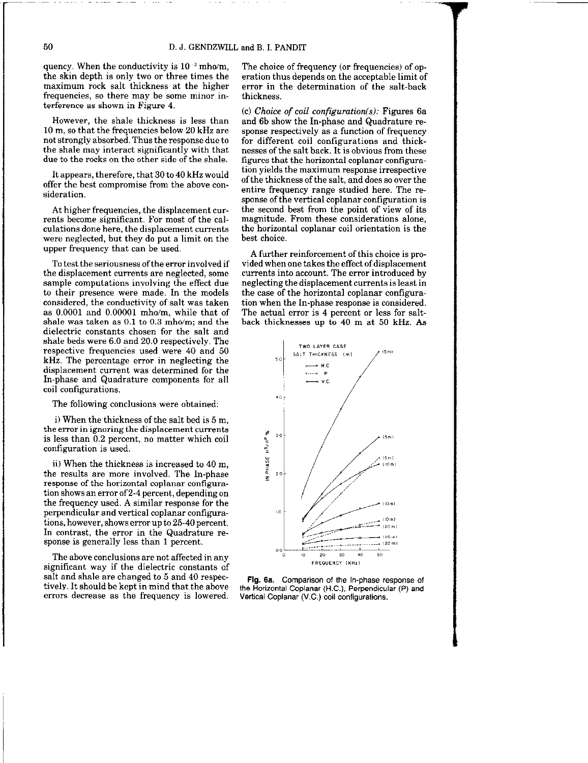quency. When the conductivity is $10^{-3}$ mho/m, the skin depth is only two or three times the maximum rock salt thickness at the higher frequencies, so there may be some minor interference as shown in Figure 4.

However, the shale thickness is less than 10 m, so that the frequencies below 20 kHz are not strongly absorbed. Thus the response due to the shale may interact significantly with that due to the rocks on the other side of the shale.

It appears, therefore, that 30 to 40 kHz would offer the best compromise from the above consideration.

At higher frequencies, the displacement currents become significant. For most of the calculations done here, the displacement currents were neglected, but they do put a limit on the upper frequency that can be used.

To test the seriousness of the error involved if the displacement currents are neglected, some sample computations involving the effect due to their presence were made. In the models considered, the conductivity of salt was taken as 0.0001 and 0.00001 mho/m, while that of shale was taken as 0.1 to 0.3 mho/m; and the dielectric constants chosen for the salt and shale beds were 6.0 and 20.0 respectively. The respective frequencies used were 40 and 50 kHz. The percentage error in neglecting the displacement current was determined for the In-phase and Quadrature components for all coil configurations.

The following conclusions were obtained:

i) When the thickness of the salt bed is 5 m, the error in ignoring the displacement currents is less than 0.2 percent, no matter which coil configuration is used.

ii) When the thickness is increased to 40 m, the results are more involved. The In-phase response of the horizontal coplanar configuration shows an error of 2-4 percent, depending on the frequency used. A similar response for the perpendicular and vertical coplanar configurations, however, shows error up to 25-40 percent. In contrast, the error in the Quadrature response is generally less than 1 percent.

The above conclusions are not affected in any significant way if the dielectric constants of salt and shale are changed to 5 and 40 respectively. It should be kept in mind that the above errors decrease as the frequency is lowered. The choice of frequency (or frequencies) of operation thus depends on the acceptable limit of error in the determination of the salt-back thickness.

(c) *Choice of coil configuration(s):* Figures 6a and 6b show the In-phase and Quadrature response respectively as a function of frequency for different coil configurations and thicknesses of the salt back. It is obvious from these figures that the horizontal coplanar configuration yields the maximum response irrespective of the thickness of the salt, and does so over the entire frequency range studied here. The response of the vertical coplanar configuration is the second best from the point of view of its magnitude. From these considerations alone, the horizontal coplanar coil orientation is the best choice.

A further reinforcement of this choice is provided when one takes the effect of displacement currents into account. The error introduced by neglecting the displacement currents is least in the case of the horizontal coplanar configuration when the In-phase response is considered. The actual error is 4 percent or less for salt-back thicknesses up to 40 m at 50 kHz. As

**Fig. 6a.** Comparison of the In-phase response of the Horizontal Coplanar (H.C.), Perpendicular (P) and Vertical Coplanar (V.C.) coil configurations.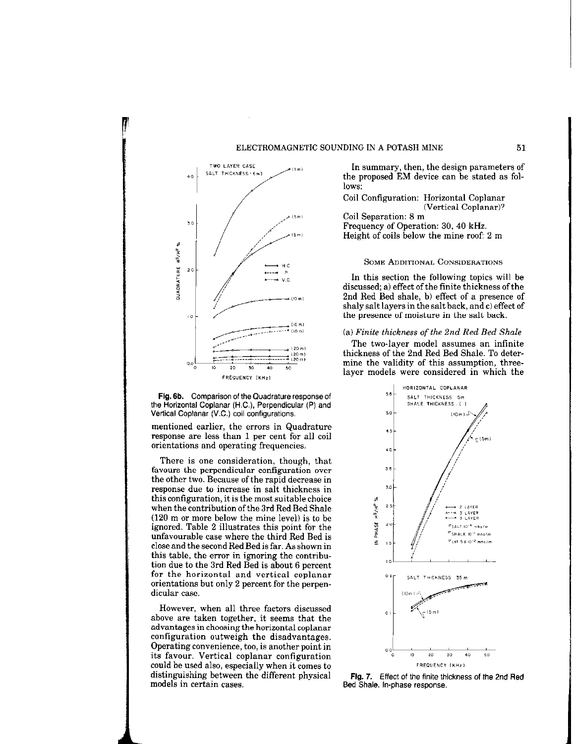Fig. 6b. Comparison of the Quadrature response of the Horizontal Coplanar (H.C.), Perpendicular (P) and Vertical Coplanar (V.C.) coil configurations.

mentioned earlier, the errors in Quadrature response are less than 1 per cent for all coil orientations and operating frequencies.

There is one consideration, though, that favours the perpendicular configuration over the other two. Because of the rapid decrease in response due to increase in salt thickness in this configuration, it is the most suitable choice when the contribution of the 3rd Red Bed Shale (120 m or more below the mine level) is to be ignored. Table 2 illustrates this point for the unfavourable case where the third Red Bed is close and the second Red Bed is far. As shown in this table, the error in ignoring the contribution due to the 3rd Red Bed is about 6 percent for the horizontal and vertical coplanar orientations but only 2 percent for the perpendicular case.

However, when all three factors discussed above are taken together, it seems that the advantages in choosing the horizontal coplanar configuration outweigh the disadvantages. Operating convenience, too, is another point in its favour. Vertical coplanar configuration could be used also, especially when it comes to distinguishing between the different physical models in certain cases.

In summary, then, the design parameters of the proposed EM device can be stated as follows:

Coil Configuration: Horizontal Coplanar (Vertical Coplanar)?
Coil Separation: 8 m
Frequency of Operation: 30, 40 kHz.
Height of coils below the mine roof: 2 m

## Some Additional Considerations

In this section the following topics will be discussed; a) effect of the finite thickness of the 2nd Red Bed shale, b) effect of a presence of shaly salt layers in the salt back, and c) effect of the presence of moisture in the salt back.

### (a) *Finite thickness of the 2nd Red Bed Shale*

The two-layer model assumes an infinite thickness of the 2nd Red Bed Shale. To determine the validity of this assumption, three-layer models were considered in which the

Fig. 7. Effect of the finite thickness of the 2nd Red Bed Shale. In-phase response.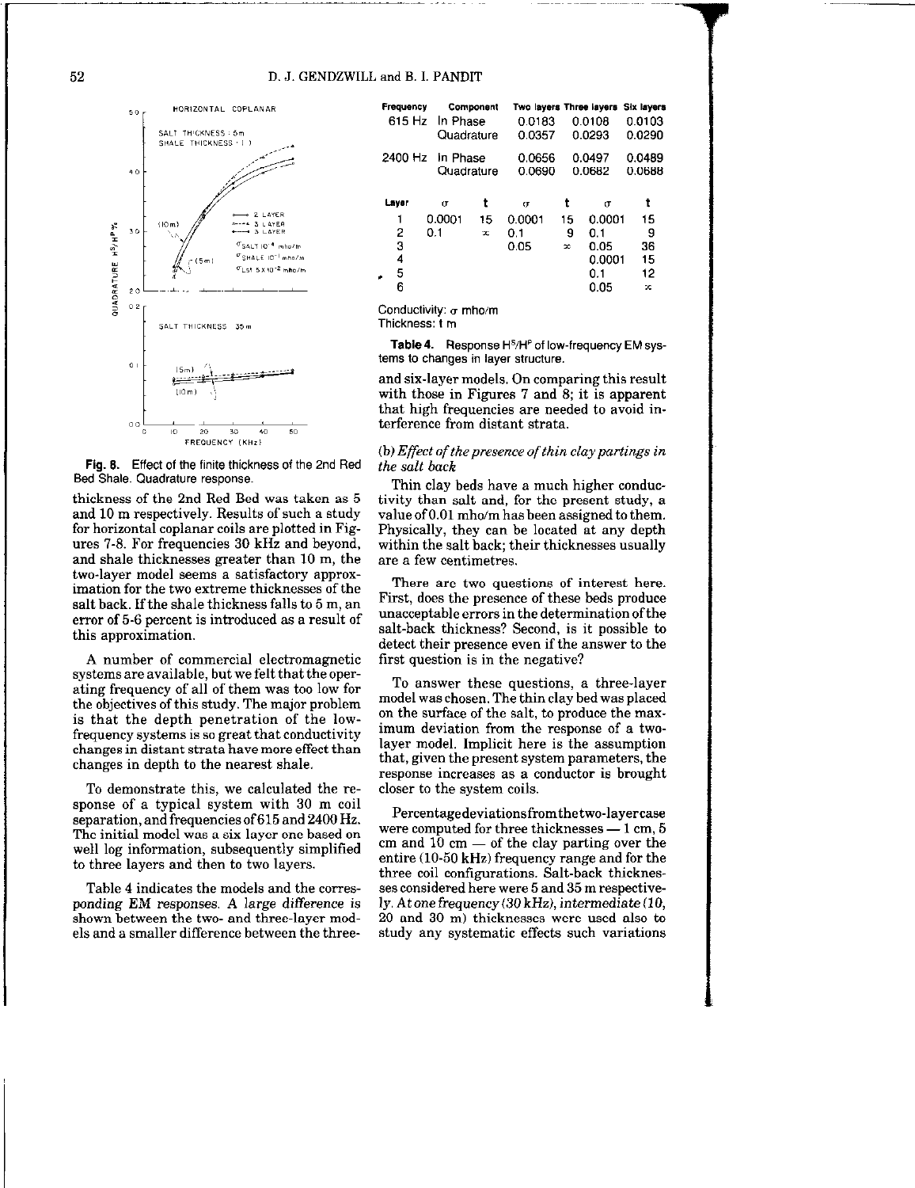Fig. 8. Effect of the finite thickness of the 2nd Red Bed Shale. Quadrature response.

thickness of the 2nd Red Bed was taken as 5 and 10 m respectively. Results of such a study for horizontal coplanar coils are plotted in Figures 7-8. For frequencies 30 kHz and beyond, and shale thicknesses greater than 10 m, the two-layer model seems a satisfactory approximation for the two extreme thicknesses of the salt back. If the shale thickness falls to 5 m, an error of 5-6 percent is introduced as a result of this approximation.

A number of commercial electromagnetic systems are available, but we felt that the operating frequency of all of them was too low for the objectives of this study. The major problem is that the depth penetration of the low-frequency systems is so great that conductivity changes in distant strata have more effect than changes in depth to the nearest shale.

To demonstrate this, we calculated the response of a typical system with 30 m coil separation, and frequencies of 615 and 2400 Hz. The initial model was a six layer one based on well log information, subsequently simplified to three layers and then to two layers.

Table 4 indicates the models and the corresponding EM responses. *A large difference* is shown between the two- and three-layer models and a smaller difference between the three-

| Frequency | Component | Two layers | Three layers | Six layers |
|---|---|---|---|---|
| 615 Hz | In Phase | 0.0183 | 0.0108 | 0.0103 |
| | Quadrature | 0.0357 | 0.0293 | 0.0290 |
| 2400 Hz | In Phase | 0.0656 | 0.0497 | 0.0489 |
| | Quadrature | 0.0690 | 0.0682 | 0.0688 |

| Layer | $\sigma$ | t | $\sigma$ | t | $\sigma$ | t |
|---|---|---|---|---|---|---|
| 1 | 0.0001 | 15 | 0.0001 | 15 | 0.0001 | 15 |
| 2 | 0.1 | $\infty$ | 0.1 | 9 | 0.1 | 9 |
| 3 | | | 0.05 | $\infty$ | 0.05 | 36 |
| 4 | | | | | 0.0001 | 15 |
| 5 | | | | | 0.1 | 12 |
| 6 | | | | | 0.05 | $\infty$ |

Conductivity: $\sigma$ mho/m
Thickness: t m

**Table 4.** Response $H^S/H^P$ of low-frequency EM systems to changes in layer structure.

and six-layer models. On comparing this result with those in Figures 7 and 8; it is apparent that high frequencies are needed to avoid interference from distant strata.

### (b) *Effect of the presence of thin clay partings in the salt back*

Thin clay beds have a much higher conductivity than salt and, for the present study, a value of 0.01 mho/m has been assigned to them. Physically, they can be located at any depth within the salt back; their thicknesses usually are a few centimetres.

There are two questions of interest here. First, does the presence of these beds produce unacceptable errors in the determination of the salt-back thickness? Second, is it possible to detect their presence even if the answer to the first question is in the negative?

To answer these questions, a three-layer model was chosen. The thin clay bed was placed on the surface of the salt, to produce the maximum deviation from the response of a two-layer model. Implicit here is the assumption that, given the present system parameters, the response increases as a conductor is brought closer to the system coils.

Percentage deviations from the two-layer case were computed for three thicknesses — 1 cm, 5 cm and 10 cm — of the clay parting over the entire (10-50 kHz) frequency range and for the three coil configurations. Salt-back thicknesses considered here were 5 and 35 m respectively. *At one frequency (30 kHz), intermediate (10, 20 and 30 m)* thicknesses were used also to study any systematic effects such variations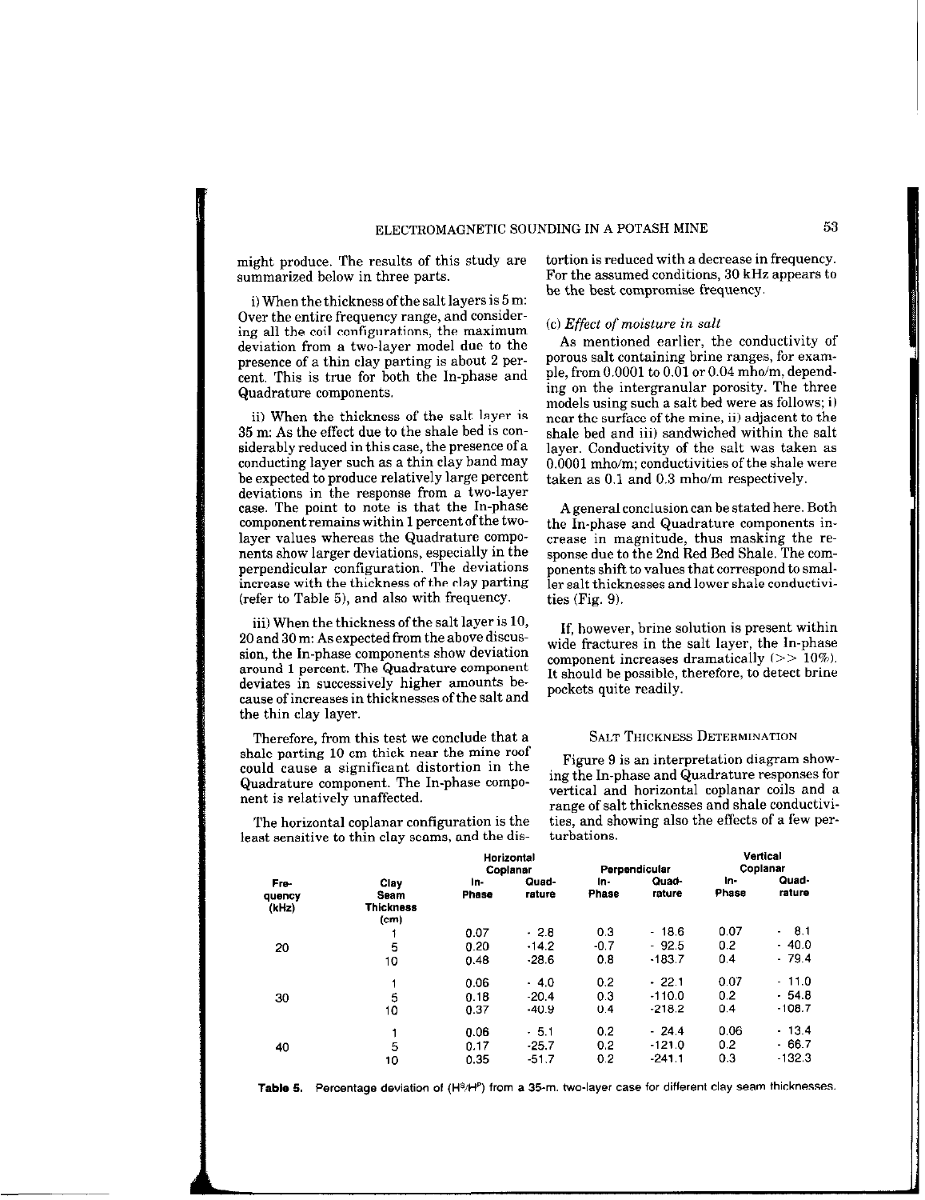might produce. The results of this study are summarized below in three parts.

i) When the thickness of the salt layers is 5 m: Over the entire frequency range, and considering all the coil configurations, the maximum deviation from a two-layer model due to the presence of a thin clay parting is about 2 percent. This is true for both the In-phase and Quadrature components.

ii) When the thickness of the salt layer is 35 m: As the effect due to the shale bed is considerably reduced in this case, the presence of a conducting layer such as a thin clay band may be expected to produce relatively large percent deviations in the response from a two-layer case. The point to note is that the In-phase component remains within 1 percent of the two-layer values whereas the Quadrature components show larger deviations, especially in the perpendicular configuration. The deviations increase with the thickness of the clay parting (refer to Table 5), and also with frequency.

iii) When the thickness of the salt layer is 10, 20 and 30 m: As expected from the above discussion, the In-phase components show deviation around 1 percent. The Quadrature component deviates in successively higher amounts because of increases in thicknesses of the salt and the thin clay layer.

Therefore, from this test we conclude that a shale parting 10 cm thick near the mine roof could cause a significant distortion in the Quadrature component. The In-phase component is relatively unaffected.

The horizontal coplanar configuration is the least sensitive to thin clay seams, and the distortion is reduced with a decrease in frequency. For the assumed conditions, 30 kHz appears to be the best compromise frequency.

### (c) *Effect of moisture in salt*

As mentioned earlier, the conductivity of porous salt containing brine ranges, for example, from 0.0001 to 0.01 or 0.04 mho/m, depending on the intergranular porosity. The three models using such a salt bed were as follows; i) near the surface of the mine, ii) adjacent to the shale bed and iii) sandwiched within the salt layer. Conductivity of the salt was taken as 0.0001 mho/m; conductivities of the shale were taken as 0.1 and 0.3 mho/m respectively.

A general conclusion can be stated here. Both the In-phase and Quadrature components increase in magnitude, thus masking the response due to the 2nd Red Bed Shale. The components shift to values that correspond to smaller salt thicknesses and lower shale conductivities (Fig. 9).

If, however, brine solution is present within wide fractures in the salt layer, the In-phase component increases dramatically (>> 10%). It should be possible, therefore, to detect brine pockets quite readily.

## Salt Thickness Determination

Figure 9 is an interpretation diagram showing the In-phase and Quadrature responses for vertical and horizontal coplanar coils and a range of salt thicknesses and shale conductivities, and showing also the effects of a few perturbations.

| Frequency (kHz) | Clay Seam Thickness (cm) | Horizontal Coplanar | | Perpendicular | | Vertical Coplanar | |
|---|---|---|---|---|---|---|---|
| | | In-Phase | Quadrature | In-Phase | Quadrature | In-Phase | Quadrature |
| | 1 | 0.07 | - 2.8 | 0.3 | - 18.6 | 0.07 | - 8.1 |
| 20 | 5 | 0.20 | -14.2 | -0.7 | - 92.5 | 0.2 | - 40.0 |
| | 10 | 0.48 | -28.6 | 0.8 | -183.7 | 0.4 | - 79.4 |
| | 1 | 0.06 | - 4.0 | 0.2 | - 22.1 | 0.07 | - 11.0 |
| 30 | 5 | 0.18 | -20.4 | 0.3 | -110.0 | 0.2 | - 54.8 |
| | 10 | 0.37 | -40.9 | 0.4 | -218.2 | 0.4 | -108.7 |
| | 1 | 0.06 | - 5.1 | 0.2 | - 24.4 | 0.06 | - 13.4 |
| 40 | 5 | 0.17 | -25.7 | 0.2 | -121.0 | 0.2 | - 66.7 |
| | 10 | 0.35 | -51.7 | 0.2 | -241.1 | 0.3 | -132.3 |

**Table 5.** Percentage deviation of ($H^S/H^P$) from a 35-m. two-layer case for different clay seam thicknesses.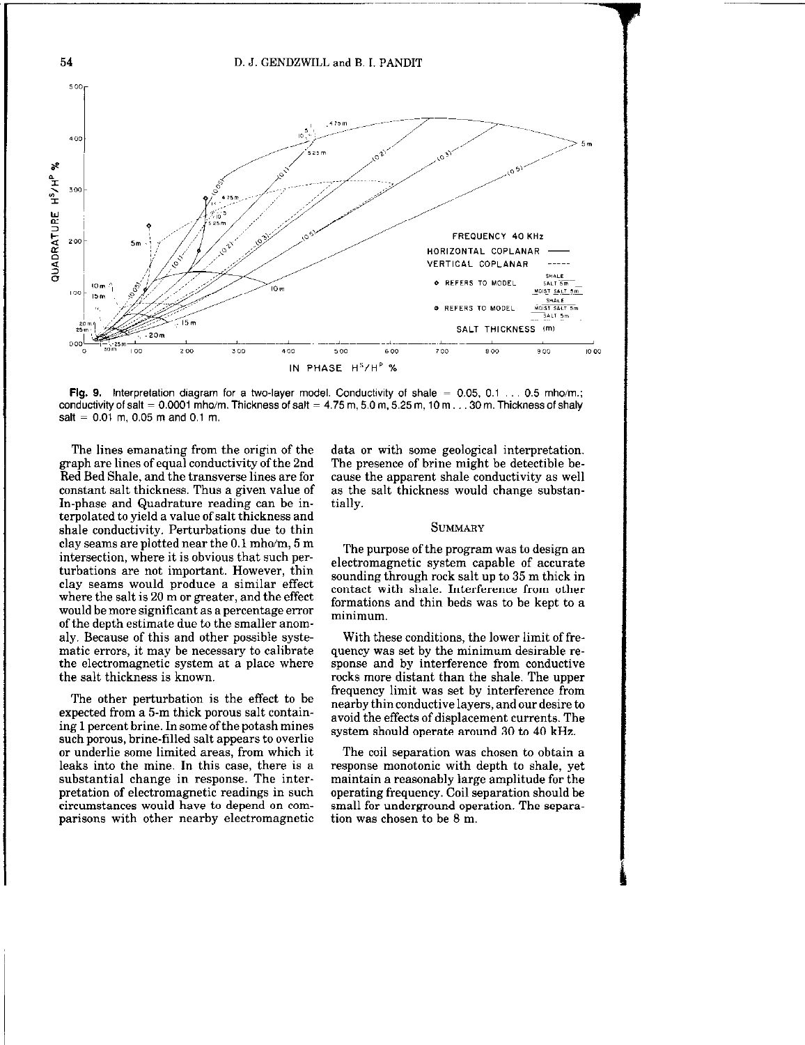**Fig. 9.** Interpretation diagram for a two-layer model. Conductivity of shale = 0.05, 0.1 . . . 0.5 mho/m.; conductivity of salt = 0.0001 mho/m. Thickness of salt = 4.75 m, 5.0 m, 5.25 m, 10 m . . . 30 m. Thickness of shaly salt = 0.01 m, 0.05 m and 0.1 m.

The lines emanating from the origin of the graph are lines of equal conductivity of the 2nd Red Bed Shale, and the transverse lines are for constant salt thickness. Thus a given value of In-phase and Quadrature reading can be interpolated to yield a value of salt thickness and shale conductivity. Perturbations due to thin clay seams are plotted near the 0.1 mho/m, 5 m intersection, where it is obvious that such perturbations are not important. However, thin clay seams would produce a similar effect where the salt is 20 m or greater, and the effect would be more significant as a percentage error of the depth estimate due to the smaller anomaly. Because of this and other possible systematic errors, it may be necessary to calibrate the electromagnetic system at a place where the salt thickness is known.

The other perturbation is the effect to be expected from a 5-m thick porous salt containing 1 percent brine. In some of the potash mines such porous, brine-filled salt appears to overlie or underlie some limited areas, from which it leaks into the mine. In this case, there is a substantial change in response. The interpretation of electromagnetic readings in such circumstances would have to depend on comparisons with other nearby electromagnetic data or with some geological interpretation. The presence of brine might be detectible because the apparent shale conductivity as well as the salt thickness would change substantially.

## Summary

The purpose of the program was to design an electromagnetic system capable of accurate sounding through rock salt up to 35 m thick in contact with shale. Interference from other formations and thin beds was to be kept to a minimum.

With these conditions, the lower limit of frequency was set by the minimum desirable response and by interference from conductive rocks more distant than the shale. The upper frequency limit was set by interference from nearby thin conductive layers, and our desire to avoid the effects of displacement currents. The system should operate around 30 to 40 kHz.

The coil separation was chosen to obtain a response monotonic with depth to shale, yet maintain a reasonably large amplitude for the operating frequency. Coil separation should be small for underground operation. The separation was chosen to be 8 m.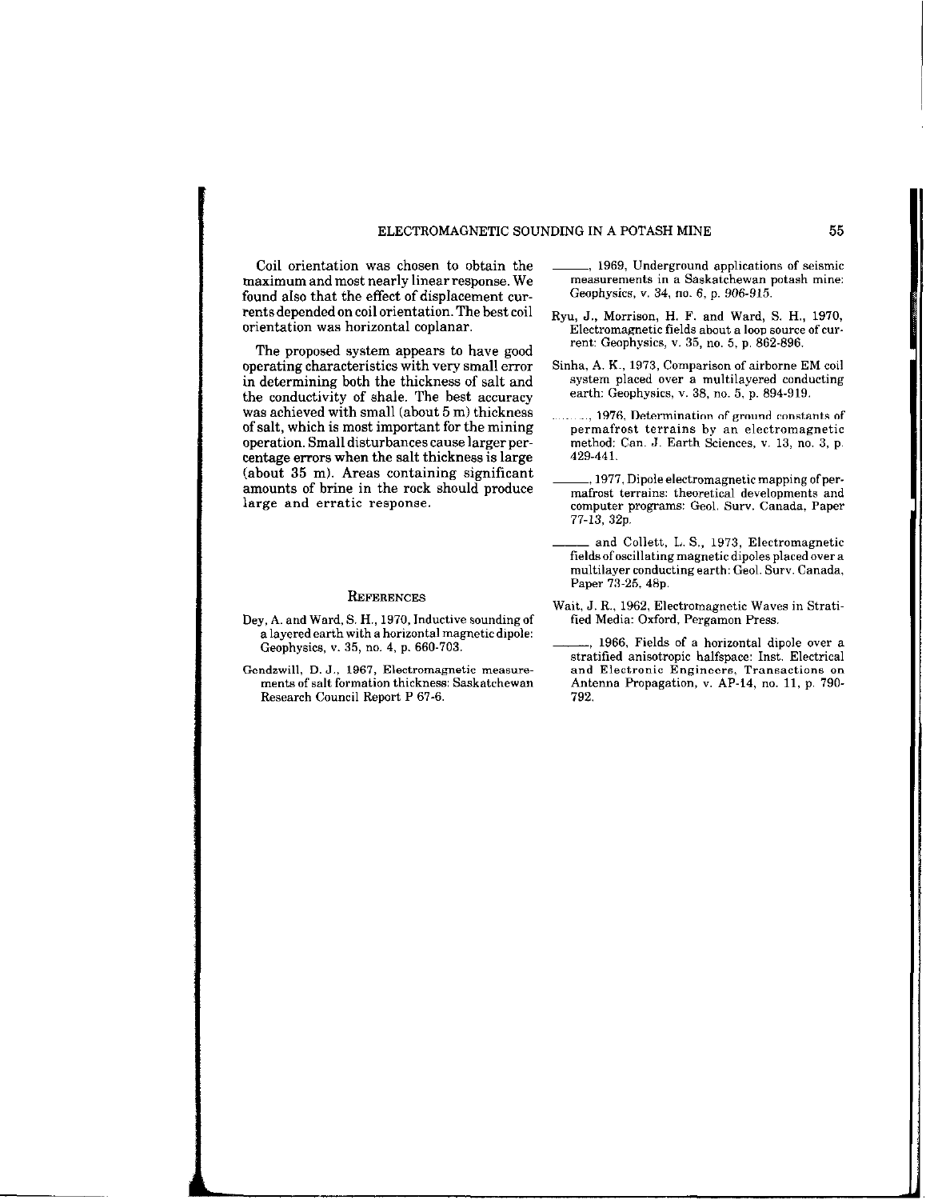Coil orientation was chosen to obtain the maximum and most nearly linear response. We found also that the effect of displacement currents depended on coil orientation. The best coil orientation was horizontal coplanar.

The proposed system appears to have good operating characteristics with very small error in determining both the thickness of salt and the conductivity of shale. The best accuracy was achieved with small (about 5 m) thickness of salt, which is most important for the mining operation. Small disturbances cause larger percentage errors when the salt thickness is large (about 35 m). Areas containing significant amounts of brine in the rock should produce large and erratic response.

## References

Dey, A. and Ward, S. H., 1970, Inductive sounding of a layered earth with a horizontal magnetic dipole: Geophysics, v. 35, no. 4, p. 660-703.

Gendzwill, D. J., 1967, Electromagnetic measurements of salt formation thickness: Saskatchewan Research Council Report P 67-6.

———, 1969, Underground applications of seismic measurements in a Saskatchewan potash mine: Geophysics, v. 34, no. 6, p. 906-915.

Ryu, J., Morrison, H. F. and Ward, S. H., 1970, Electromagnetic fields about a loop source of current: Geophysics, v. 35, no. 5, p. 862-896.

Sinha, A. K., 1973, Comparison of airborne EM coil system placed over a multilayered conducting earth: Geophysics, v. 38, no. 5, p. 894-919.

———, 1976, Determination of ground constants of permafrost terrains by an electromagnetic method: Can. J. Earth Sciences, v. 13, no. 3, p. 429-441.

———, 1977, Dipole electromagnetic mapping of permafrost terrains: theoretical developments and computer programs: Geol. Surv. Canada, Paper 77-13, 32p.

——— and Collett, L. S., 1973, Electromagnetic fields of oscillating magnetic dipoles placed over a multilayer conducting earth: Geol. Surv. Canada, Paper 73-25, 48p.

Wait, J. R., 1962, Electromagnetic Waves in Stratified Media: Oxford, Pergamon Press.

———, 1966, Fields of a horizontal dipole over a stratified anisotropic halfspace: Inst. Electrical and Electronic Engineers, Transactions on Antenna Propagation, v. AP-14, no. 11, p. 790-792.